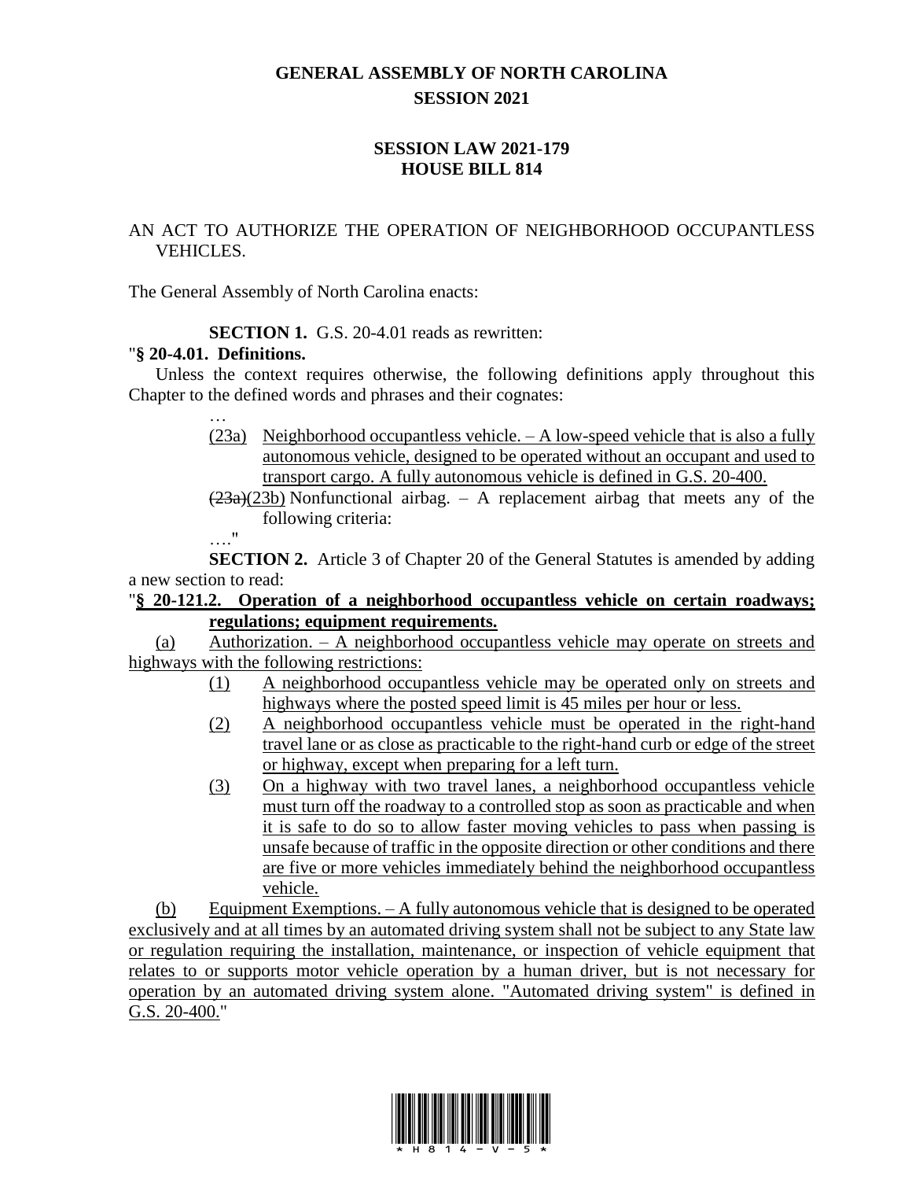# GENERAL ASSEMBLY OF NORTH CAROLINA
## SESSION 2021

### SESSION LAW 2021-179
### HOUSE BILL 814

AN ACT TO AUTHORIZE THE OPERATION OF NEIGHBORHOOD OCCUPANTLESS VEHICLES.

The General Assembly of North Carolina enacts:

**SECTION 1.** G.S. 20-4.01 reads as rewritten:

"**§ 20-4.01. Definitions.**

Unless the context requires otherwise, the following definitions apply throughout this Chapter to the defined words and phrases and their cognates:

…

(23a) Neighborhood occupantless vehicle. – A low-speed vehicle that is also a fully autonomous vehicle, designed to be operated without an occupant and used to transport cargo. A fully autonomous vehicle is defined in G.S. 20-400.

~~(23a)~~(23b) Nonfunctional airbag. – A replacement airbag that meets any of the following criteria:

…."

**SECTION 2.** Article 3 of Chapter 20 of the General Statutes is amended by adding a new section to read:

"**§ 20-121.2. Operation of a neighborhood occupantless vehicle on certain roadways; regulations; equipment requirements.**

(a) Authorization. – A neighborhood occupantless vehicle may operate on streets and highways with the following restrictions:

(1) A neighborhood occupantless vehicle may be operated only on streets and highways where the posted speed limit is 45 miles per hour or less.

(2) A neighborhood occupantless vehicle must be operated in the right-hand travel lane or as close as practicable to the right-hand curb or edge of the street or highway, except when preparing for a left turn.

(3) On a highway with two travel lanes, a neighborhood occupantless vehicle must turn off the roadway to a controlled stop as soon as practicable and when it is safe to do so to allow faster moving vehicles to pass when passing is unsafe because of traffic in the opposite direction or other conditions and there are five or more vehicles immediately behind the neighborhood occupantless vehicle.

(b) Equipment Exemptions. – A fully autonomous vehicle that is designed to be operated exclusively and at all times by an automated driving system shall not be subject to any State law or regulation requiring the installation, maintenance, or inspection of vehicle equipment that relates to or supports motor vehicle operation by a human driver, but is not necessary for operation by an automated driving system alone. "Automated driving system" is defined in G.S. 20-400."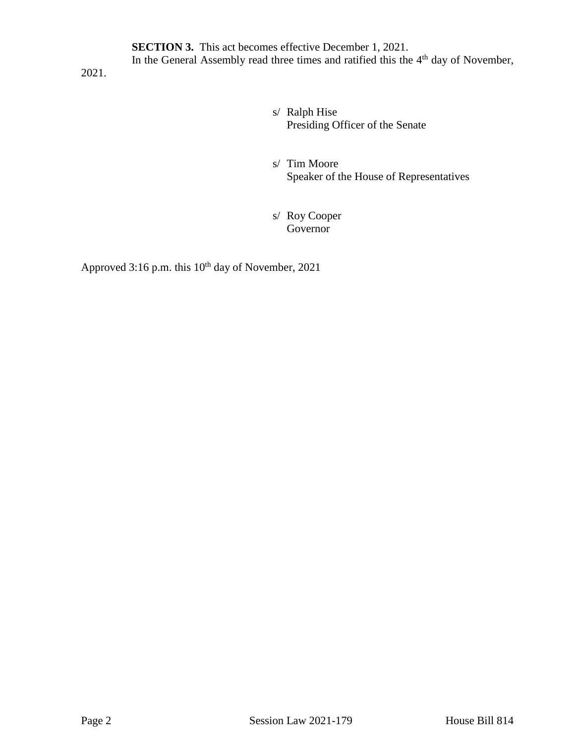**SECTION 3.** This act becomes effective December 1, 2021.

In the General Assembly read three times and ratified this the 4th day of November, 2021.

s/ Ralph Hise
Presiding Officer of the Senate

s/ Tim Moore
Speaker of the House of Representatives

s/ Roy Cooper
Governor

Approved 3:16 p.m. this 10th day of November, 2021